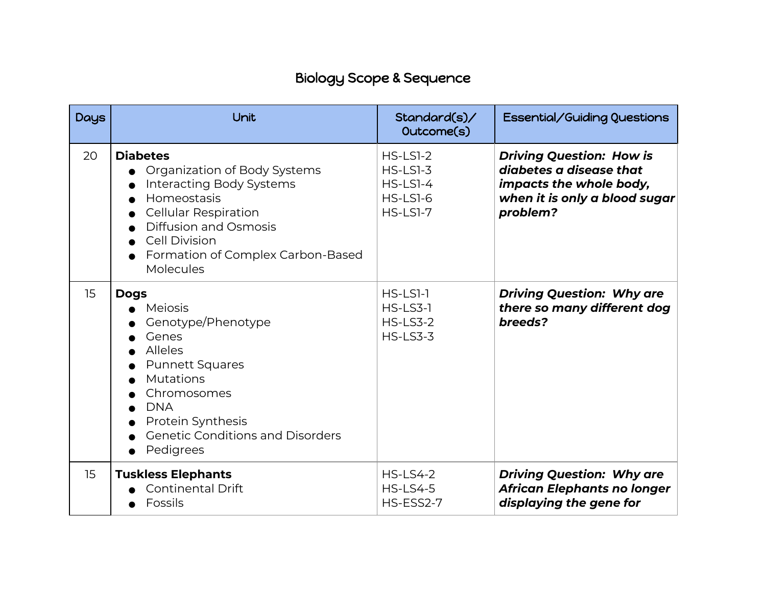# Biology Scope & Sequence

| Days | Unit | Standard(s)/ Outcome(s) | Essential/Guiding Questions |
|---|---|---|---|
| 20 | **Diabetes**<br>● Organization of Body Systems<br>● Interacting Body Systems<br>● Homeostasis<br>● Cellular Respiration<br>● Diffusion and Osmosis<br>● Cell Division<br>● Formation of Complex Carbon-Based Molecules | HS-LS1-2<br>HS-LS1-3<br>HS-LS1-4<br>HS-LS1-6<br>HS-LS1-7 | ***Driving Question: How is diabetes a disease that impacts the whole body, when it is only a blood sugar problem?*** |
| 15 | **Dogs**<br>● Meiosis<br>● Genotype/Phenotype<br>● Genes<br>● Alleles<br>● Punnett Squares<br>● Mutations<br>● Chromosomes<br>● DNA<br>● Protein Synthesis<br>● Genetic Conditions and Disorders<br>● Pedigrees | HS-LS1-1<br>HS-LS3-1<br>HS-LS3-2<br>HS-LS3-3 | ***Driving Question: Why are there so many different dog breeds?*** |
| 15 | **Tuskless Elephants**<br>● Continental Drift<br>● Fossils | HS-LS4-2<br>HS-LS4-5<br>HS-ESS2-7 | ***Driving Question: Why are African Elephants no longer displaying the gene for*** |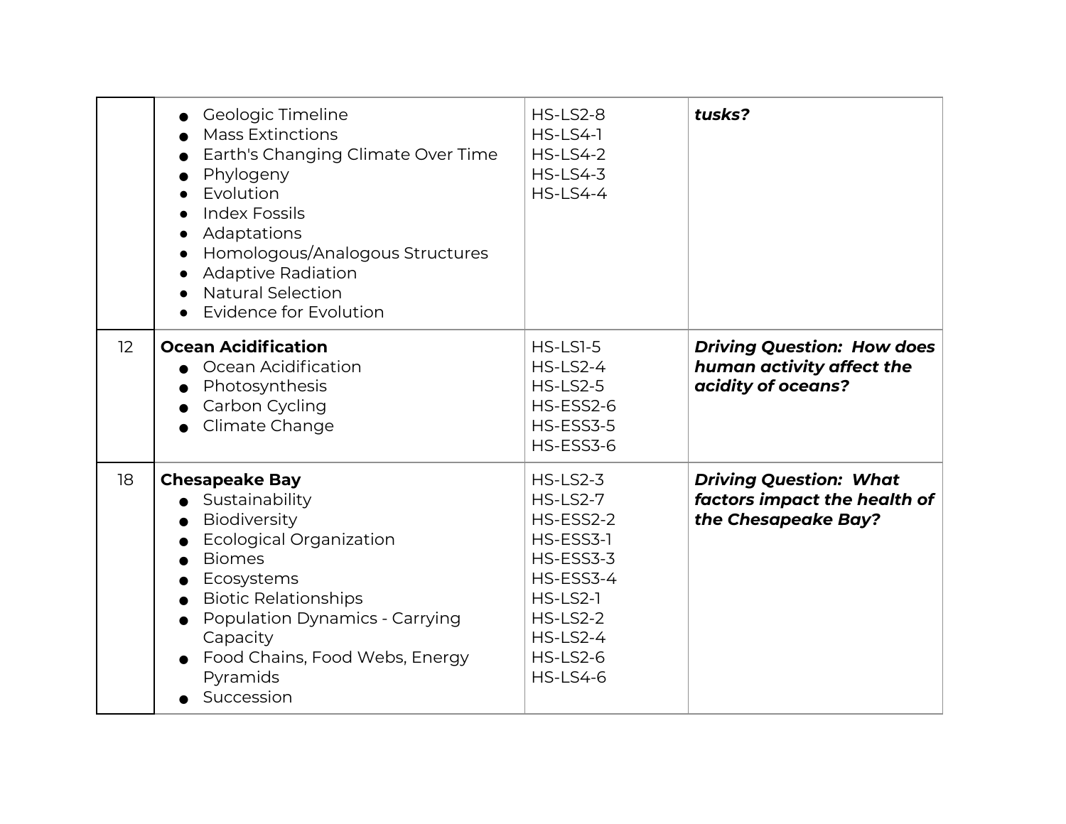| | | | |
|---|---|---|---|
| | • Geologic Timeline<br>• Mass Extinctions<br>• Earth's Changing Climate Over Time<br>• Phylogeny<br>• Evolution<br>• Index Fossils<br>• Adaptations<br>• Homologous/Analogous Structures<br>• Adaptive Radiation<br>• Natural Selection<br>• Evidence for Evolution | HS-LS2-8<br>HS-LS4-1<br>HS-LS4-2<br>HS-LS4-3<br>HS-LS4-4 | ***tusks?*** |
| 12 | **Ocean Acidification**<br>• Ocean Acidification<br>• Photosynthesis<br>• Carbon Cycling<br>• Climate Change | HS-LS1-5<br>HS-LS2-4<br>HS-LS2-5<br>HS-ESS2-6<br>HS-ESS3-5<br>HS-ESS3-6 | ***Driving Question: How does human activity affect the acidity of oceans?*** |
| 18 | **Chesapeake Bay**<br>• Sustainability<br>• Biodiversity<br>• Ecological Organization<br>• Biomes<br>• Ecosystems<br>• Biotic Relationships<br>• Population Dynamics - Carrying Capacity<br>• Food Chains, Food Webs, Energy Pyramids<br>• Succession | HS-LS2-3<br>HS-LS2-7<br>HS-ESS2-2<br>HS-ESS3-1<br>HS-ESS3-3<br>HS-ESS3-4<br>HS-LS2-1<br>HS-LS2-2<br>HS-LS2-4<br>HS-LS2-6<br>HS-LS4-6 | ***Driving Question: What factors impact the health of the Chesapeake Bay?*** |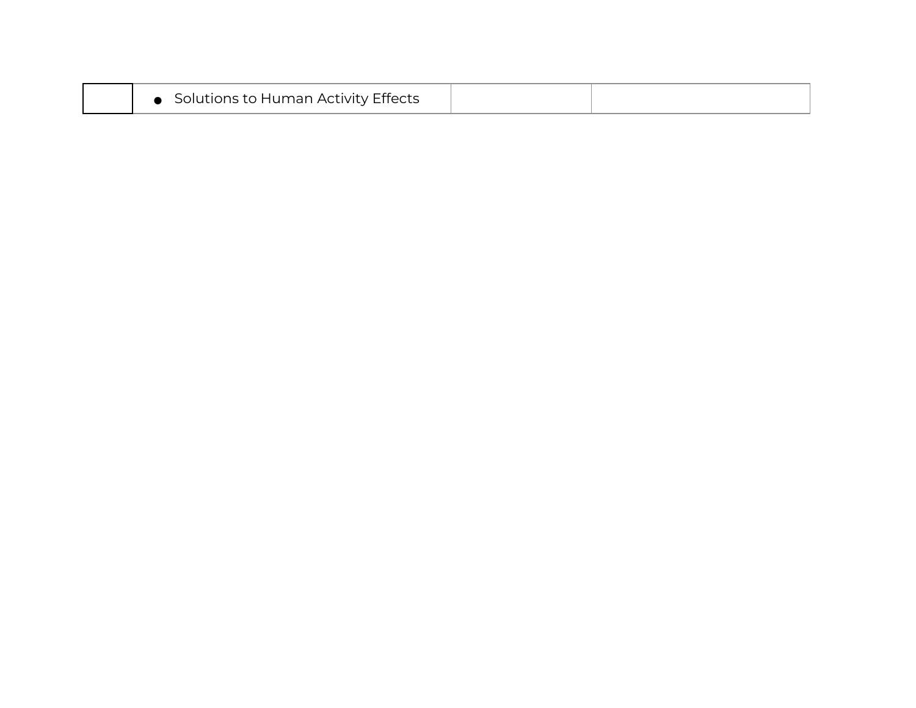| | | | |
|---|---|---|---|
| | • Solutions to Human Activity Effects | | |